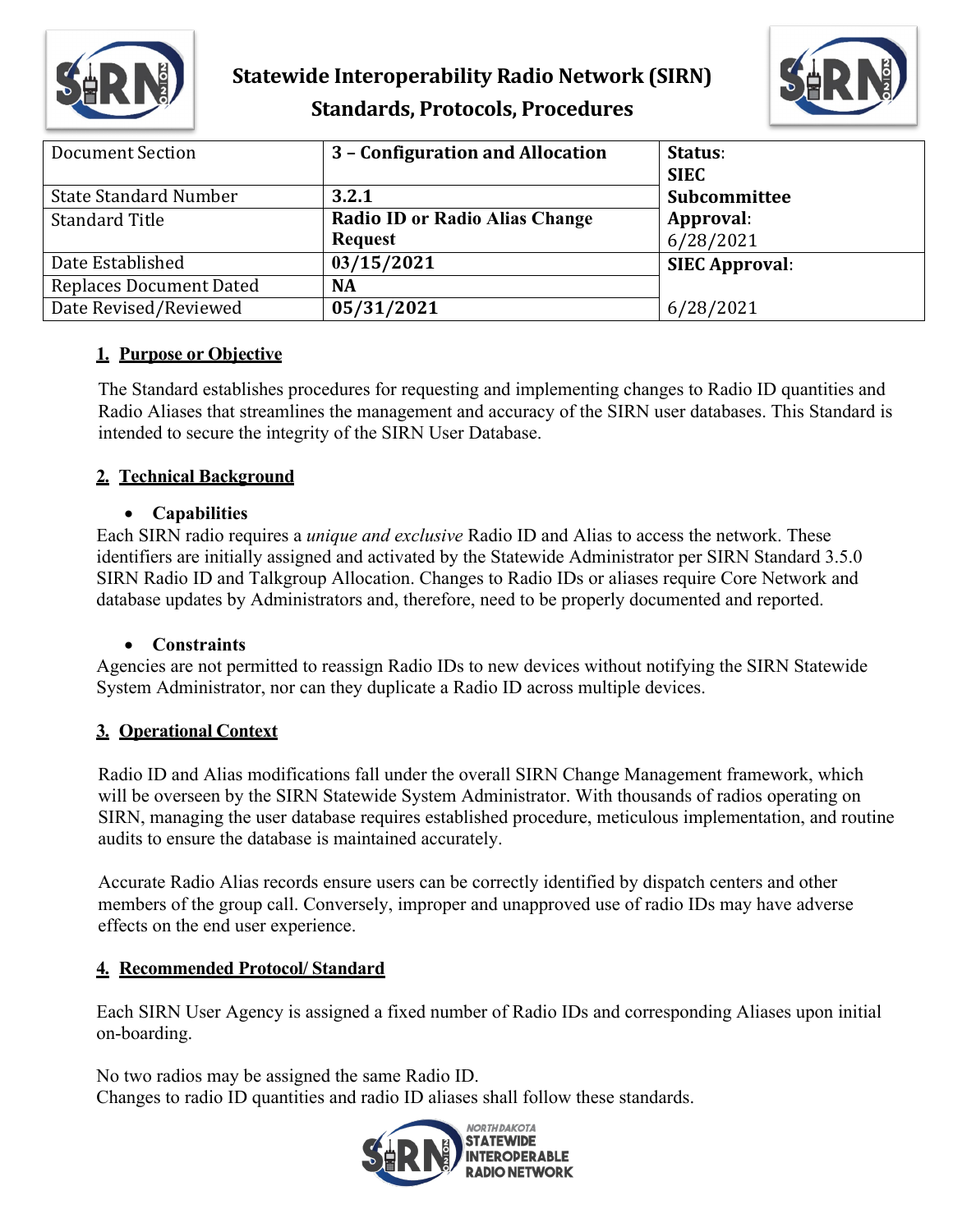# Statewide Interoperability Radio Network (SIRN)
## Standards, Protocols, Procedures

| Document Section | **3 – Configuration and Allocation** | **Status**: **SIEC Subcommittee Approval**: 6/28/2021 |
|---|---|---|
| State Standard Number | **3.2.1** | |
| Standard Title | **Radio ID or Radio Alias Change Request** | |
| Date Established | **03/15/2021** | **SIEC Approval**: 6/28/2021 |
| Replaces Document Dated | **NA** | |
| Date Revised/Reviewed | **05/31/2021** | |

### 1. Purpose or Objective

The Standard establishes procedures for requesting and implementing changes to Radio ID quantities and Radio Aliases that streamlines the management and accuracy of the SIRN user databases. This Standard is intended to secure the integrity of the SIRN User Database.

### 2. Technical Background

- **Capabilities**

Each SIRN radio requires a *unique and exclusive* Radio ID and Alias to access the network. These identifiers are initially assigned and activated by the Statewide Administrator per SIRN Standard 3.5.0 SIRN Radio ID and Talkgroup Allocation. Changes to Radio IDs or aliases require Core Network and database updates by Administrators and, therefore, need to be properly documented and reported.

- **Constraints**

Agencies are not permitted to reassign Radio IDs to new devices without notifying the SIRN Statewide System Administrator, nor can they duplicate a Radio ID across multiple devices.

### 3. Operational Context

Radio ID and Alias modifications fall under the overall SIRN Change Management framework, which will be overseen by the SIRN Statewide System Administrator. With thousands of radios operating on SIRN, managing the user database requires established procedure, meticulous implementation, and routine audits to ensure the database is maintained accurately.

Accurate Radio Alias records ensure users can be correctly identified by dispatch centers and other members of the group call. Conversely, improper and unapproved use of radio IDs may have adverse effects on the end user experience.

### 4. Recommended Protocol/ Standard

Each SIRN User Agency is assigned a fixed number of Radio IDs and corresponding Aliases upon initial on-boarding.

No two radios may be assigned the same Radio ID.
Changes to radio ID quantities and radio ID aliases shall follow these standards.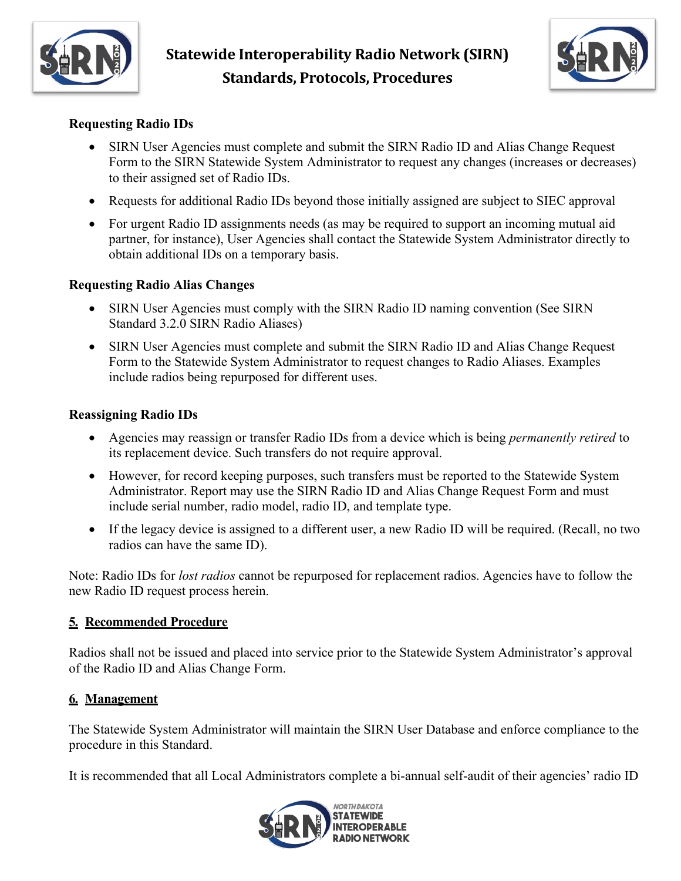**Requesting Radio IDs**

- SIRN User Agencies must complete and submit the SIRN Radio ID and Alias Change Request Form to the SIRN Statewide System Administrator to request any changes (increases or decreases) to their assigned set of Radio IDs.
- Requests for additional Radio IDs beyond those initially assigned are subject to SIEC approval
- For urgent Radio ID assignments needs (as may be required to support an incoming mutual aid partner, for instance), User Agencies shall contact the Statewide System Administrator directly to obtain additional IDs on a temporary basis.

**Requesting Radio Alias Changes**

- SIRN User Agencies must comply with the SIRN Radio ID naming convention (See SIRN Standard 3.2.0 SIRN Radio Aliases)
- SIRN User Agencies must complete and submit the SIRN Radio ID and Alias Change Request Form to the Statewide System Administrator to request changes to Radio Aliases. Examples include radios being repurposed for different uses.

**Reassigning Radio IDs**

- Agencies may reassign or transfer Radio IDs from a device which is being *permanently retired* to its replacement device. Such transfers do not require approval.
- However, for record keeping purposes, such transfers must be reported to the Statewide System Administrator. Report may use the SIRN Radio ID and Alias Change Request Form and must include serial number, radio model, radio ID, and template type.
- If the legacy device is assigned to a different user, a new Radio ID will be required. (Recall, no two radios can have the same ID).

Note: Radio IDs for *lost radios* cannot be repurposed for replacement radios. Agencies have to follow the new Radio ID request process herein.

## 5. Recommended Procedure

Radios shall not be issued and placed into service prior to the Statewide System Administrator's approval of the Radio ID and Alias Change Form.

## 6. Management

The Statewide System Administrator will maintain the SIRN User Database and enforce compliance to the procedure in this Standard.

It is recommended that all Local Administrators complete a bi-annual self-audit of their agencies' radio ID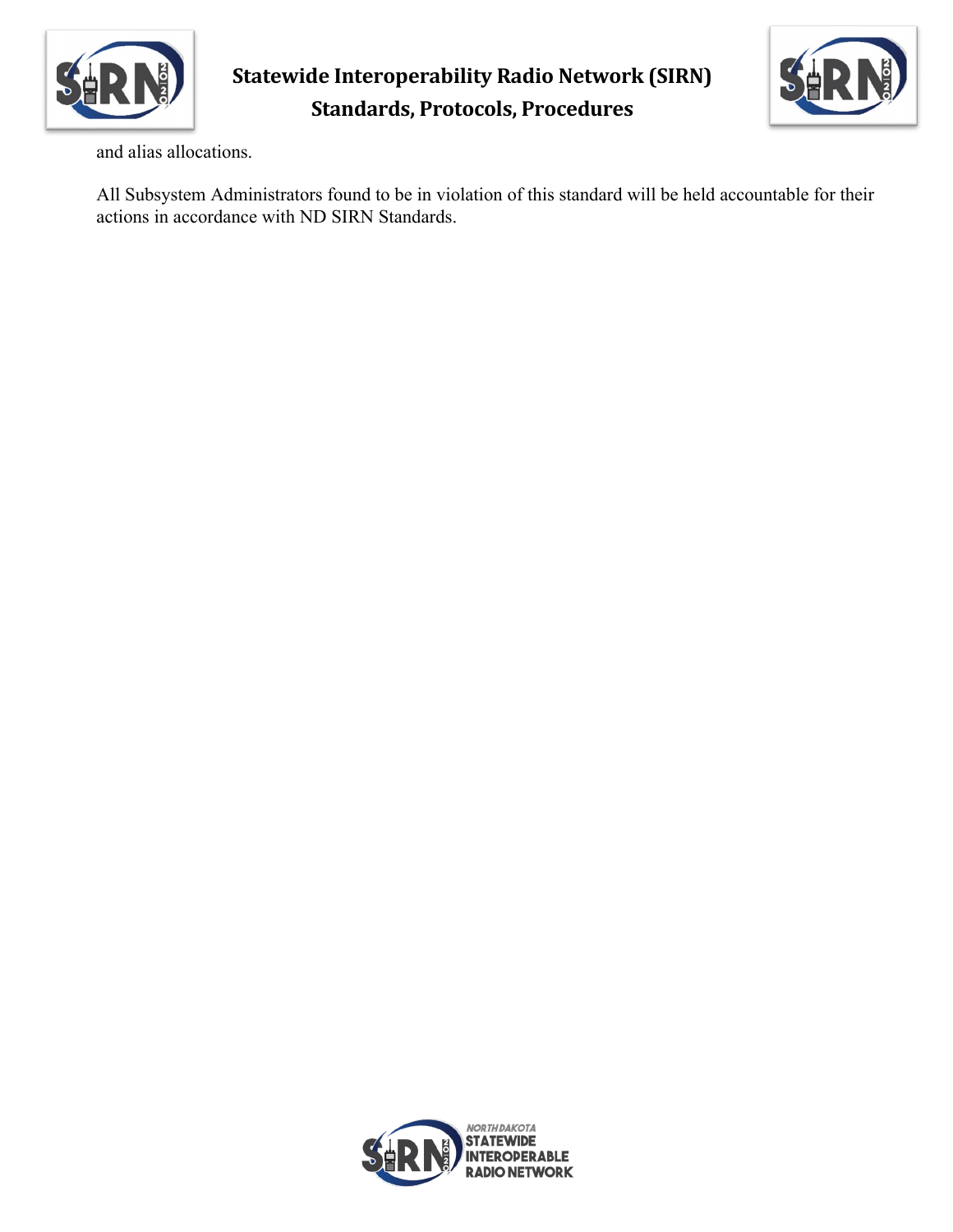and alias allocations.

All Subsystem Administrators found to be in violation of this standard will be held accountable for their actions in accordance with ND SIRN Standards.